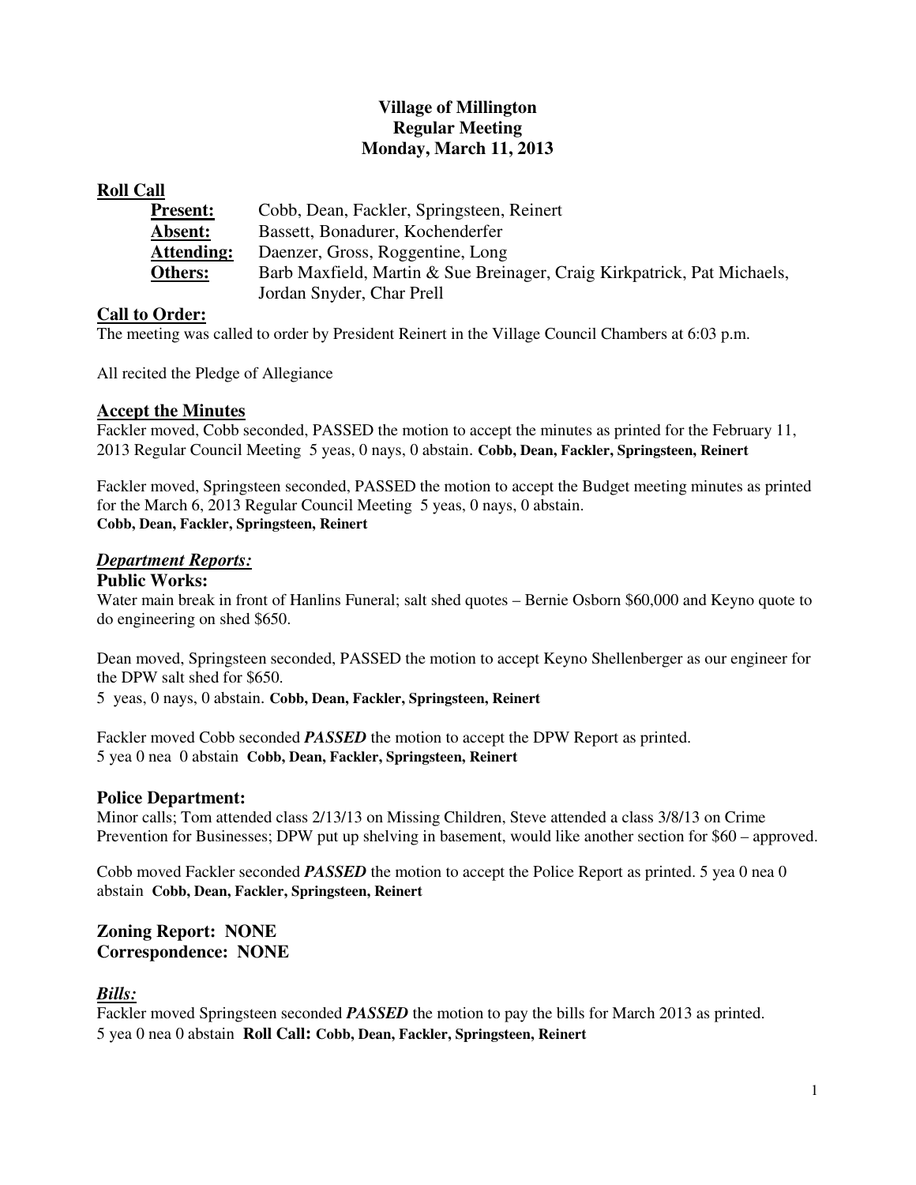**Village of Millington**
**Regular Meeting**
**Monday, March 11, 2013**

## Roll Call

**Present:** Cobb, Dean, Fackler, Springsteen, Reinert
**Absent:** Bassett, Bonadurer, Kochenderfer
**Attending:** Daenzer, Gross, Roggentine, Long
**Others:** Barb Maxfield, Martin & Sue Breinager, Craig Kirkpatrick, Pat Michaels, Jordan Snyder, Char Prell

## Call to Order:

The meeting was called to order by President Reinert in the Village Council Chambers at 6:03 p.m.

All recited the Pledge of Allegiance

## Accept the Minutes

Fackler moved, Cobb seconded, PASSED the motion to accept the minutes as printed for the February 11, 2013 Regular Council Meeting 5 yeas, 0 nays, 0 abstain. **Cobb, Dean, Fackler, Springsteen, Reinert**

Fackler moved, Springsteen seconded, PASSED the motion to accept the Budget meeting minutes as printed for the March 6, 2013 Regular Council Meeting 5 yeas, 0 nays, 0 abstain.
**Cobb, Dean, Fackler, Springsteen, Reinert**

## *Department Reports:*

### Public Works:

Water main break in front of Hanlins Funeral; salt shed quotes – Bernie Osborn $60,000 and Keyno quote to do engineering on shed $650.

Dean moved, Springsteen seconded, PASSED the motion to accept Keyno Shellenberger as our engineer for the DPW salt shed for $650.
5 yeas, 0 nays, 0 abstain. **Cobb, Dean, Fackler, Springsteen, Reinert**

Fackler moved Cobb seconded ***PASSED*** the motion to accept the DPW Report as printed.
5 yea 0 nea 0 abstain **Cobb, Dean, Fackler, Springsteen, Reinert**

### Police Department:

Minor calls; Tom attended class 2/13/13 on Missing Children, Steve attended a class 3/8/13 on Crime Prevention for Businesses; DPW put up shelving in basement, would like another section for $60 – approved.

Cobb moved Fackler seconded ***PASSED*** the motion to accept the Police Report as printed. 5 yea 0 nea 0 abstain **Cobb, Dean, Fackler, Springsteen, Reinert**

### Zoning Report: NONE
### Correspondence: NONE

## *Bills:*

Fackler moved Springsteen seconded ***PASSED*** the motion to pay the bills for March 2013 as printed.
5 yea 0 nea 0 abstain **Roll Call: Cobb, Dean, Fackler, Springsteen, Reinert**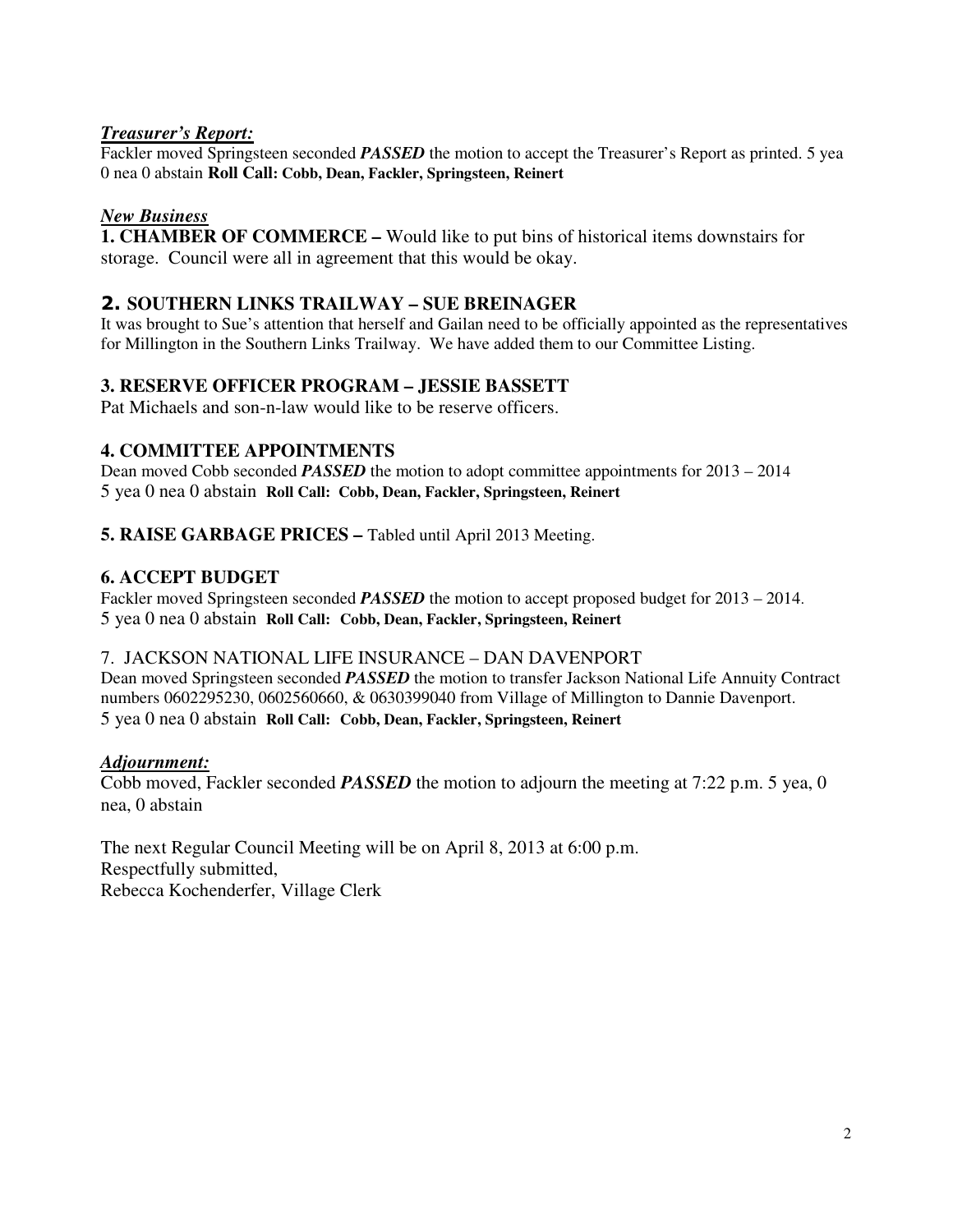***Treasurer's Report:***

Fackler moved Springsteen seconded ***PASSED*** the motion to accept the Treasurer's Report as printed. 5 yea 0 nea 0 abstain **Roll Call: Cobb, Dean, Fackler, Springsteen, Reinert**

***New Business***

**1. CHAMBER OF COMMERCE –** Would like to put bins of historical items downstairs for storage. Council were all in agreement that this would be okay.

### 2. SOUTHERN LINKS TRAILWAY – SUE BREINAGER

It was brought to Sue's attention that herself and Gailan need to be officially appointed as the representatives for Millington in the Southern Links Trailway. We have added them to our Committee Listing.

### 3. RESERVE OFFICER PROGRAM – JESSIE BASSETT

Pat Michaels and son-n-law would like to be reserve officers.

### 4. COMMITTEE APPOINTMENTS

Dean moved Cobb seconded ***PASSED*** the motion to adopt committee appointments for 2013 – 2014
5 yea 0 nea 0 abstain **Roll Call: Cobb, Dean, Fackler, Springsteen, Reinert**

**5. RAISE GARBAGE PRICES –** Tabled until April 2013 Meeting.

### 6. ACCEPT BUDGET

Fackler moved Springsteen seconded ***PASSED*** the motion to accept proposed budget for 2013 – 2014.
5 yea 0 nea 0 abstain **Roll Call: Cobb, Dean, Fackler, Springsteen, Reinert**

7. JACKSON NATIONAL LIFE INSURANCE – DAN DAVENPORT

Dean moved Springsteen seconded ***PASSED*** the motion to transfer Jackson National Life Annuity Contract numbers 0602295230, 0602560660, & 0630399040 from Village of Millington to Dannie Davenport.
5 yea 0 nea 0 abstain **Roll Call: Cobb, Dean, Fackler, Springsteen, Reinert**

***Adjournment:***

Cobb moved, Fackler seconded ***PASSED*** the motion to adjourn the meeting at 7:22 p.m. 5 yea, 0 nea, 0 abstain

The next Regular Council Meeting will be on April 8, 2013 at 6:00 p.m.
Respectfully submitted,
Rebecca Kochenderfer, Village Clerk